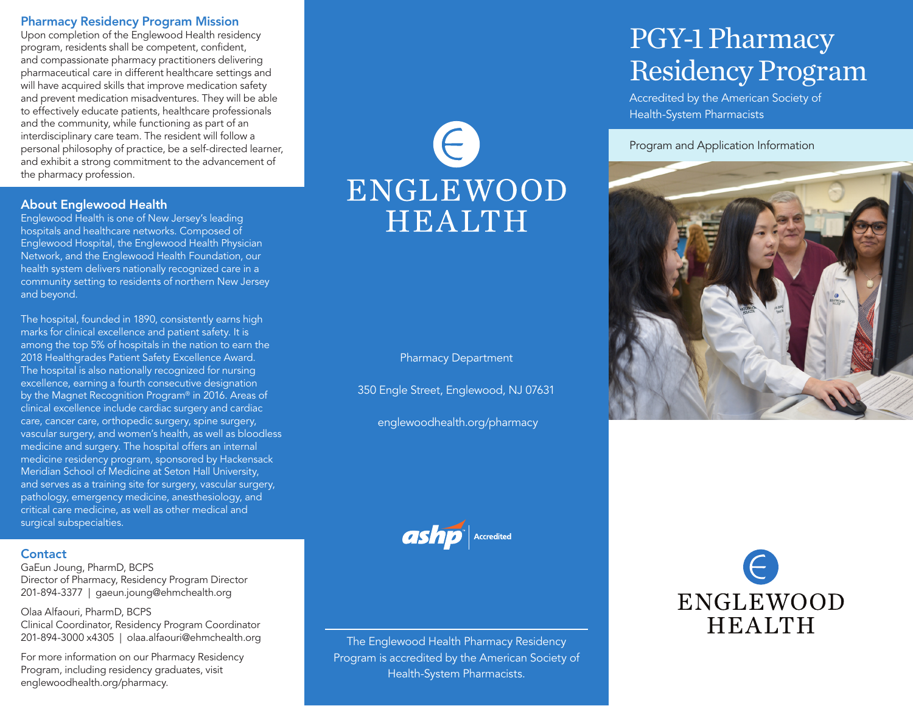# PGY-1 Pharmacy Residency Program

Accredited by the American Society of Health-System Pharmacists

Program and Application Information

ENGLEWOOD HEALTH

## Pharmacy Residency Program Mission

Upon completion of the Englewood Health residency program, residents shall be competent, confident, and compassionate pharmacy practitioners delivering pharmaceutical care in different healthcare settings and will have acquired skills that improve medication safety and prevent medication misadventures. They will be able to effectively educate patients, healthcare professionals and the community, while functioning as part of an interdisciplinary care team. The resident will follow a personal philosophy of practice, be a self-directed learner, and exhibit a strong commitment to the advancement of the pharmacy profession.

## About Englewood Health

Englewood Health is one of New Jersey's leading hospitals and healthcare networks. Composed of Englewood Hospital, the Englewood Health Physician Network, and the Englewood Health Foundation, our health system delivers nationally recognized care in a community setting to residents of northern New Jersey and beyond.

The hospital, founded in 1890, consistently earns high marks for clinical excellence and patient safety. It is among the top 5% of hospitals in the nation to earn the 2018 Healthgrades Patient Safety Excellence Award. The hospital is also nationally recognized for nursing excellence, earning a fourth consecutive designation by the Magnet Recognition Program® in 2016. Areas of clinical excellence include cardiac surgery and cardiac care, cancer care, orthopedic surgery, spine surgery, vascular surgery, and women's health, as well as bloodless medicine and surgery. The hospital offers an internal medicine residency program, sponsored by Hackensack Meridian School of Medicine at Seton Hall University, and serves as a training site for surgery, vascular surgery, pathology, emergency medicine, anesthesiology, and critical care medicine, as well as other medical and surgical subspecialties.

## Contact

GaEun Joung, PharmD, BCPS
Director of Pharmacy, Residency Program Director
201-894-3377 | gaeun.joung@ehmchealth.org

Olaa Alfaouri, PharmD, BCPS
Clinical Coordinator, Residency Program Coordinator
201-894-3000 x4305 | olaa.alfaouri@ehmchealth.org

For more information on our Pharmacy Residency Program, including residency graduates, visit englewoodhealth.org/pharmacy.

ENGLEWOOD HEALTH

Pharmacy Department

350 Engle Street, Englewood, NJ 07631

englewoodhealth.org/pharmacy

ashp Accredited

The Englewood Health Pharmacy Residency Program is accredited by the American Society of Health-System Pharmacists.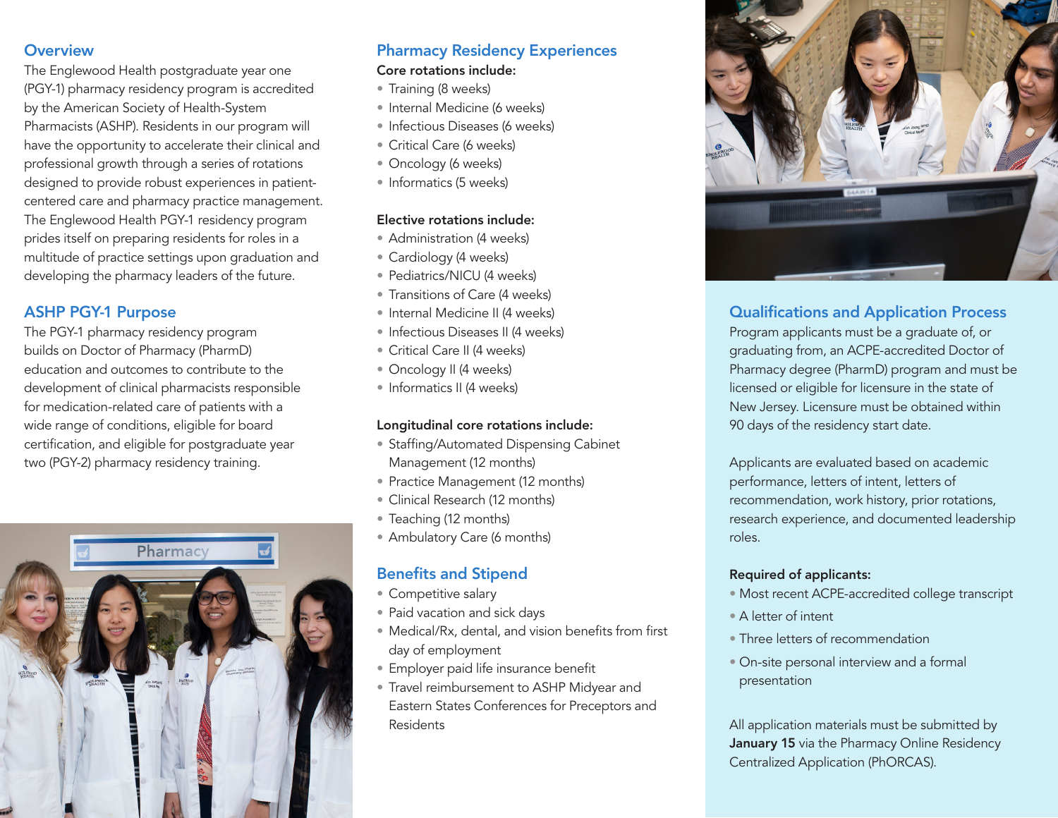## Overview

The Englewood Health postgraduate year one (PGY-1) pharmacy residency program is accredited by the American Society of Health-System Pharmacists (ASHP). Residents in our program will have the opportunity to accelerate their clinical and professional growth through a series of rotations designed to provide robust experiences in patient-centered care and pharmacy practice management. The Englewood Health PGY-1 residency program prides itself on preparing residents for roles in a multitude of practice settings upon graduation and developing the pharmacy leaders of the future.

## ASHP PGY-1 Purpose

The PGY-1 pharmacy residency program builds on Doctor of Pharmacy (PharmD) education and outcomes to contribute to the development of clinical pharmacists responsible for medication-related care of patients with a wide range of conditions, eligible for board certification, and eligible for postgraduate year two (PGY-2) pharmacy residency training.

## Pharmacy Residency Experiences

**Core rotations include:**

- Training (8 weeks)
- Internal Medicine (6 weeks)
- Infectious Diseases (6 weeks)
- Critical Care (6 weeks)
- Oncology (6 weeks)
- Informatics (5 weeks)

**Elective rotations include:**

- Administration (4 weeks)
- Cardiology (4 weeks)
- Pediatrics/NICU (4 weeks)
- Transitions of Care (4 weeks)
- Internal Medicine II (4 weeks)
- Infectious Diseases II (4 weeks)
- Critical Care II (4 weeks)
- Oncology II (4 weeks)
- Informatics II (4 weeks)

**Longitudinal core rotations include:**

- Staffing/Automated Dispensing Cabinet Management (12 months)
- Practice Management (12 months)
- Clinical Research (12 months)
- Teaching (12 months)
- Ambulatory Care (6 months)

## Benefits and Stipend

- Competitive salary
- Paid vacation and sick days
- Medical/Rx, dental, and vision benefits from first day of employment
- Employer paid life insurance benefit
- Travel reimbursement to ASHP Midyear and Eastern States Conferences for Preceptors and Residents

## Qualifications and Application Process

Program applicants must be a graduate of, or graduating from, an ACPE-accredited Doctor of Pharmacy degree (PharmD) program and must be licensed or eligible for licensure in the state of New Jersey. Licensure must be obtained within 90 days of the residency start date.

Applicants are evaluated based on academic performance, letters of intent, letters of recommendation, work history, prior rotations, research experience, and documented leadership roles.

**Required of applicants:**

- Most recent ACPE-accredited college transcript
- A letter of intent
- Three letters of recommendation
- On-site personal interview and a formal presentation

All application materials must be submitted by **January 15** via the Pharmacy Online Residency Centralized Application (PhORCAS).